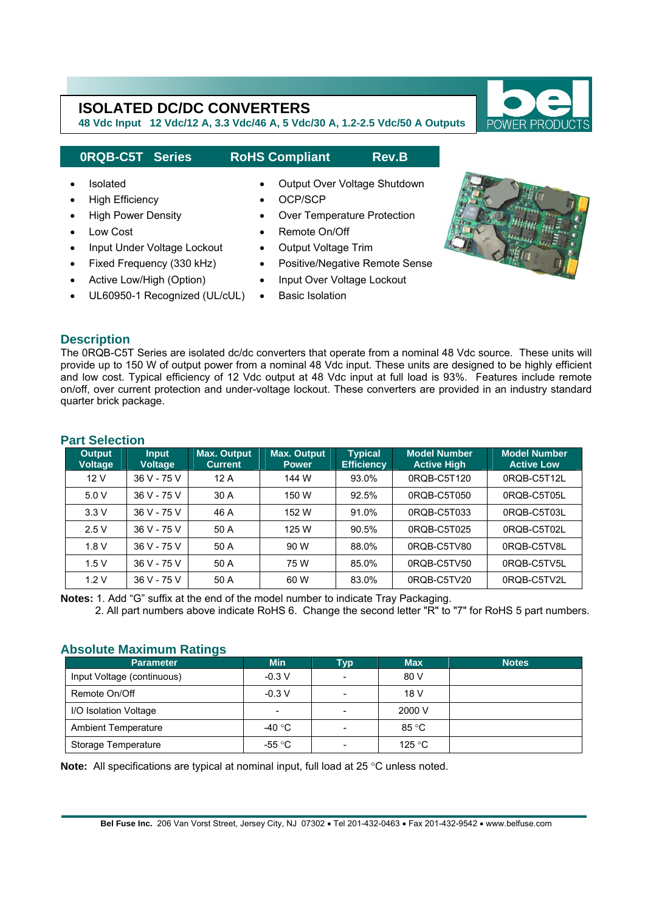# ISOLATED DC/DC CONVERTERS

**48 Vdc Input 12 Vdc/12 A, 3.3 Vdc/46 A, 5 Vdc/30 A, 1.2-2.5 Vdc/50 A Outputs**

bel POWER PRODUCTS

## 0RQB-C5T Series RoHS Compliant Rev.B

- Isolated
- High Efficiency
- High Power Density
- Low Cost
- Input Under Voltage Lockout
- Fixed Frequency (330 kHz)
- Active Low/High (Option)
- UL60950-1 Recognized (UL/cUL)
- Output Over Voltage Shutdown
- OCP/SCP
- Over Temperature Protection
- Remote On/Off
- Output Voltage Trim
- Positive/Negative Remote Sense
- Input Over Voltage Lockout
- Basic Isolation

## Description

The 0RQB-C5T Series are isolated dc/dc converters that operate from a nominal 48 Vdc source. These units will provide up to 150 W of output power from a nominal 48 Vdc input. These units are designed to be highly efficient and low cost. Typical efficiency of 12 Vdc output at 48 Vdc input at full load is 93%. Features include remote on/off, over current protection and under-voltage lockout. These converters are provided in an industry standard quarter brick package.

## Part Selection

| Output Voltage | Input Voltage | Max. Output Current | Max. Output Power | Typical Efficiency | Model Number Active High | Model Number Active Low |
|---|---|---|---|---|---|---|
| 12 V | 36 V - 75 V | 12 A | 144 W | 93.0% | 0RQB-C5T120 | 0RQB-C5T12L |
| 5.0 V | 36 V - 75 V | 30 A | 150 W | 92.5% | 0RQB-C5T050 | 0RQB-C5T05L |
| 3.3 V | 36 V - 75 V | 46 A | 152 W | 91.0% | 0RQB-C5T033 | 0RQB-C5T03L |
| 2.5 V | 36 V - 75 V | 50 A | 125 W | 90.5% | 0RQB-C5T025 | 0RQB-C5T02L |
| 1.8 V | 36 V - 75 V | 50 A | 90 W | 88.0% | 0RQB-C5TV80 | 0RQB-C5TV8L |
| 1.5 V | 36 V - 75 V | 50 A | 75 W | 85.0% | 0RQB-C5TV50 | 0RQB-C5TV5L |
| 1.2 V | 36 V - 75 V | 50 A | 60 W | 83.0% | 0RQB-C5TV20 | 0RQB-C5TV2L |

**Notes:** 1. Add "G" suffix at the end of the model number to indicate Tray Packaging.
2. All part numbers above indicate RoHS 6. Change the second letter "R" to "7" for RoHS 5 part numbers.

## Absolute Maximum Ratings

| Parameter | Min | Typ | Max | Notes |
|---|---|---|---|---|
| Input Voltage (continuous) | -0.3 V | - | 80 V | |
| Remote On/Off | -0.3 V | - | 18 V | |
| I/O Isolation Voltage | - | - | 2000 V | |
| Ambient Temperature | -40 °C | - | 85 °C | |
| Storage Temperature | -55 °C | - | 125 °C | |

**Note:** All specifications are typical at nominal input, full load at 25 °C unless noted.

**Bel Fuse Inc.** 206 Van Vorst Street, Jersey City, NJ 07302 • Tel 201-432-0463 • Fax 201-432-9542 • www.belfuse.com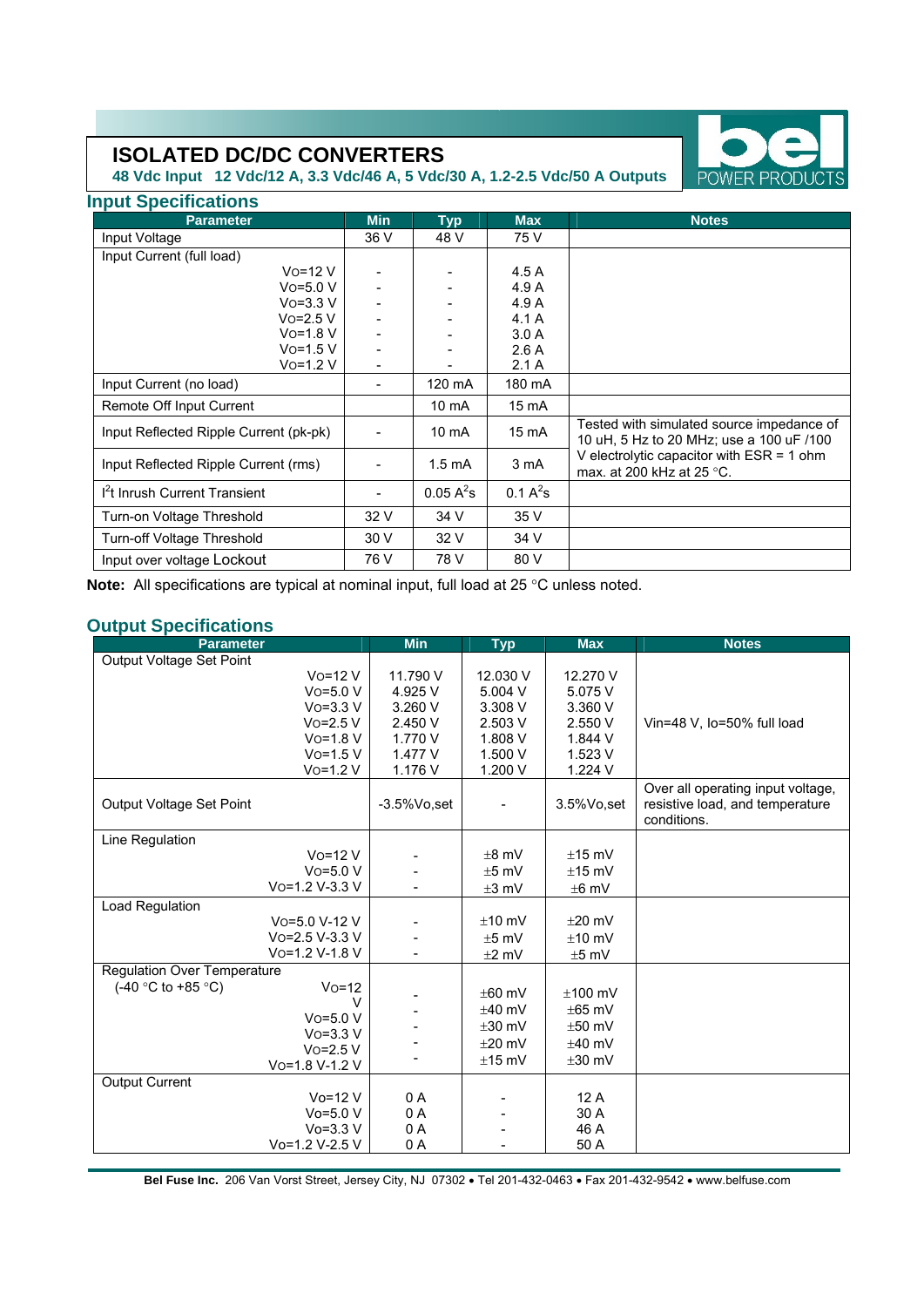# ISOLATED DC/DC CONVERTERS

**48 Vdc Input 12 Vdc/12 A, 3.3 Vdc/46 A, 5 Vdc/30 A, 1.2-2.5 Vdc/50 A Outputs**

## Input Specifications

| Parameter | Min | Typ | Max | Notes |
|---|---|---|---|---|
| Input Voltage | 36 V | 48 V | 75 V | |
| Input Current (full load) | | | | |
| Vo=12 V | - | - | 4.5 A | |
| Vo=5.0 V | - | - | 4.9 A | |
| Vo=3.3 V | - | - | 4.9 A | |
| Vo=2.5 V | - | - | 4.1 A | |
| Vo=1.8 V | - | - | 3.0 A | |
| Vo=1.5 V | - | - | 2.6 A | |
| Vo=1.2 V | - | - | 2.1 A | |
| Input Current (no load) | - | 120 mA | 180 mA | |
| Remote Off Input Current | | 10 mA | 15 mA | |
| Input Reflected Ripple Current (pk-pk) | - | 10 mA | 15 mA | Tested with simulated source impedance of 10 uH, 5 Hz to 20 MHz; use a 100 uF /100 V electrolytic capacitor with ESR = 1 ohm max. at 200 kHz at 25 °C. |
| Input Reflected Ripple Current (rms) | - | 1.5 mA | 3 mA | |
| $I^2t$ Inrush Current Transient | - | 0.05 $A^2s$ | 0.1 $A^2s$ | |
| Turn-on Voltage Threshold | 32 V | 34 V | 35 V | |
| Turn-off Voltage Threshold | 30 V | 32 V | 34 V | |
| Input over voltage Lockout | 76 V | 78 V | 80 V | |

**Note:** All specifications are typical at nominal input, full load at 25 °C unless noted.

## Output Specifications

| Parameter | Min | Typ | Max | Notes |
|---|---|---|---|---|
| Output Voltage Set Point | | | | |
| Vo=12 V | 11.790 V | 12.030 V | 12.270 V | Vin=48 V, Io=50% full load |
| Vo=5.0 V | 4.925 V | 5.004 V | 5.075 V | |
| Vo=3.3 V | 3.260 V | 3.308 V | 3.360 V | |
| Vo=2.5 V | 2.450 V | 2.503 V | 2.550 V | |
| Vo=1.8 V | 1.770 V | 1.808 V | 1.844 V | |
| Vo=1.5 V | 1.477 V | 1.500 V | 1.523 V | |
| Vo=1.2 V | 1.176 V | 1.200 V | 1.224 V | |
| Output Voltage Set Point | -3.5%Vo,set | - | 3.5%Vo,set | Over all operating input voltage, resistive load, and temperature conditions. |
| Line Regulation | | | | |
| Vo=12 V | - | ±8 mV | ±15 mV | |
| Vo=5.0 V | - | ±5 mV | ±15 mV | |
| Vo=1.2 V-3.3 V | - | ±3 mV | ±6 mV | |
| Load Regulation | | | | |
| Vo=5.0 V-12 V | - | ±10 mV | ±20 mV | |
| Vo=2.5 V-3.3 V | - | ±5 mV | ±10 mV | |
| Vo=1.2 V-1.8 V | - | ±2 mV | ±5 mV | |
| Regulation Over Temperature (-40 °C to +85 °C) | | | | |
| Vo=12 V | - | ±60 mV | ±100 mV | |
| Vo=5.0 V | - | ±40 mV | ±65 mV | |
| Vo=3.3 V | - | ±30 mV | ±50 mV | |
| Vo=2.5 V | - | ±20 mV | ±40 mV | |
| Vo=1.8 V-1.2 V | - | ±15 mV | ±30 mV | |
| Output Current | | | | |
| Vo=12 V | 0 A | - | 12 A | |
| Vo=5.0 V | 0 A | - | 30 A | |
| Vo=3.3 V | 0 A | - | 46 A | |
| Vo=1.2 V-2.5 V | 0 A | - | 50 A | |

**Bel Fuse Inc.** 206 Van Vorst Street, Jersey City, NJ 07302 • Tel 201-432-0463 • Fax 201-432-9542 • www.belfuse.com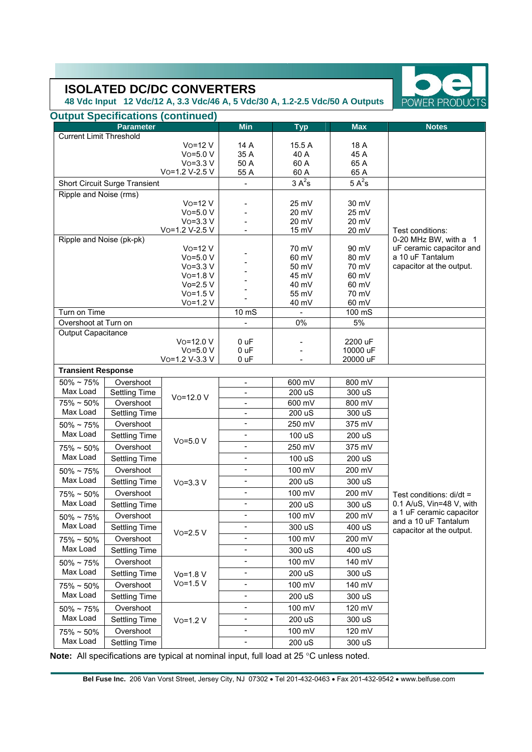# ISOLATED DC/DC CONVERTERS

**48 Vdc Input 12 Vdc/12 A, 3.3 Vdc/46 A, 5 Vdc/30 A, 1.2-2.5 Vdc/50 A Outputs**

## Output Specifications (continued)

| Parameter | | Min | Typ | Max | Notes |
|---|---|---|---|---|---|
| Current Limit Threshold | | | | | |
| | Vo=12 V | 14 A | 15.5 A | 18 A | |
| | Vo=5.0 V | 35 A | 40 A | 45 A | |
| | Vo=3.3 V | 50 A | 60 A | 65 A | |
| | Vo=1.2 V-2.5 V | 55 A | 60 A | 65 A | |
| Short Circuit Surge Transient | | - | 3 $A^2$s | 5 $A^2$s | |
| Ripple and Noise (rms) | | | | | Test conditions: 0-20 MHz BW, with a 1 uF ceramic capacitor and a 10 uF Tantalum capacitor at the output. |
| | Vo=12 V | - | 25 mV | 30 mV | |
| | Vo=5.0 V | - | 20 mV | 25 mV | |
| | Vo=3.3 V | - | 20 mV | 20 mV | |
| | Vo=1.2 V-2.5 V | - | 15 mV | 20 mV | |
| Ripple and Noise (pk-pk) | | | | | |
| | Vo=12 V | - | 70 mV | 90 mV | |
| | Vo=5.0 V | - | 60 mV | 80 mV | |
| | Vo=3.3 V | - | 50 mV | 70 mV | |
| | Vo=1.8 V | - | 45 mV | 60 mV | |
| | Vo=2.5 V | - | 40 mV | 60 mV | |
| | Vo=1.5 V | - | 55 mV | 70 mV | |
| | Vo=1.2 V | - | 40 mV | 60 mV | |
| Turn on Time | | 10 mS | - | 100 mS | |
| Overshoot at Turn on | | - | 0% | 5% | |
| Output Capacitance | | | | | |
| | Vo=12.0 V | 0 uF | - | 2200 uF | |
| | Vo=5.0 V | 0 uF | - | 10000 uF | |
| | Vo=1.2 V-3.3 V | 0 uF | - | 20000 uF | |

| **Transient Response** | | | Min | Typ | Max | Notes |
|---|---|---|---|---|---|---|
| 50% ~ 75% Max Load | Overshoot | Vo=12.0 V | - | 600 mV | 800 mV | Test conditions: di/dt = 0.1 A/uS, Vin=48 V, with a 1 uF ceramic capacitor and a 10 uF Tantalum capacitor at the output. |
| | Settling Time | | - | 200 uS | 300 uS | |
| 75% ~ 50% Max Load | Overshoot | | - | 600 mV | 800 mV | |
| | Settling Time | | - | 200 uS | 300 uS | |
| 50% ~ 75% Max Load | Overshoot | Vo=5.0 V | - | 250 mV | 375 mV | |
| | Settling Time | | - | 100 uS | 200 uS | |
| 75% ~ 50% Max Load | Overshoot | | - | 250 mV | 375 mV | |
| | Settling Time | | - | 100 uS | 200 uS | |
| 50% ~ 75% Max Load | Overshoot | Vo=3.3 V | - | 100 mV | 200 mV | |
| | Settling Time | | - | 200 uS | 300 uS | |
| 75% ~ 50% Max Load | Overshoot | | - | 100 mV | 200 mV | |
| | Settling Time | | - | 200 uS | 300 uS | |
| 50% ~ 75% Max Load | Overshoot | Vo=2.5 V | - | 100 mV | 200 mV | |
| | Settling Time | | - | 300 uS | 400 uS | |
| 75% ~ 50% Max Load | Overshoot | | - | 100 mV | 200 mV | |
| | Settling Time | | - | 300 uS | 400 uS | |
| 50% ~ 75% Max Load | Overshoot | Vo=1.8 V Vo=1.5 V | - | 100 mV | 140 mV | |
| | Settling Time | | - | 200 uS | 300 uS | |
| 75% ~ 50% Max Load | Overshoot | | - | 100 mV | 140 mV | |
| | Settling Time | | - | 200 uS | 300 uS | |
| 50% ~ 75% Max Load | Overshoot | Vo=1.2 V | - | 100 mV | 120 mV | |
| | Settling Time | | - | 200 uS | 300 uS | |
| 75% ~ 50% Max Load | Overshoot | | - | 100 mV | 120 mV | |
| | Settling Time | | - | 200 uS | 300 uS | |

**Note:** All specifications are typical at nominal input, full load at 25 °C unless noted.

**Bel Fuse Inc.** 206 Van Vorst Street, Jersey City, NJ 07302 • Tel 201-432-0463 • Fax 201-432-9542 • www.belfuse.com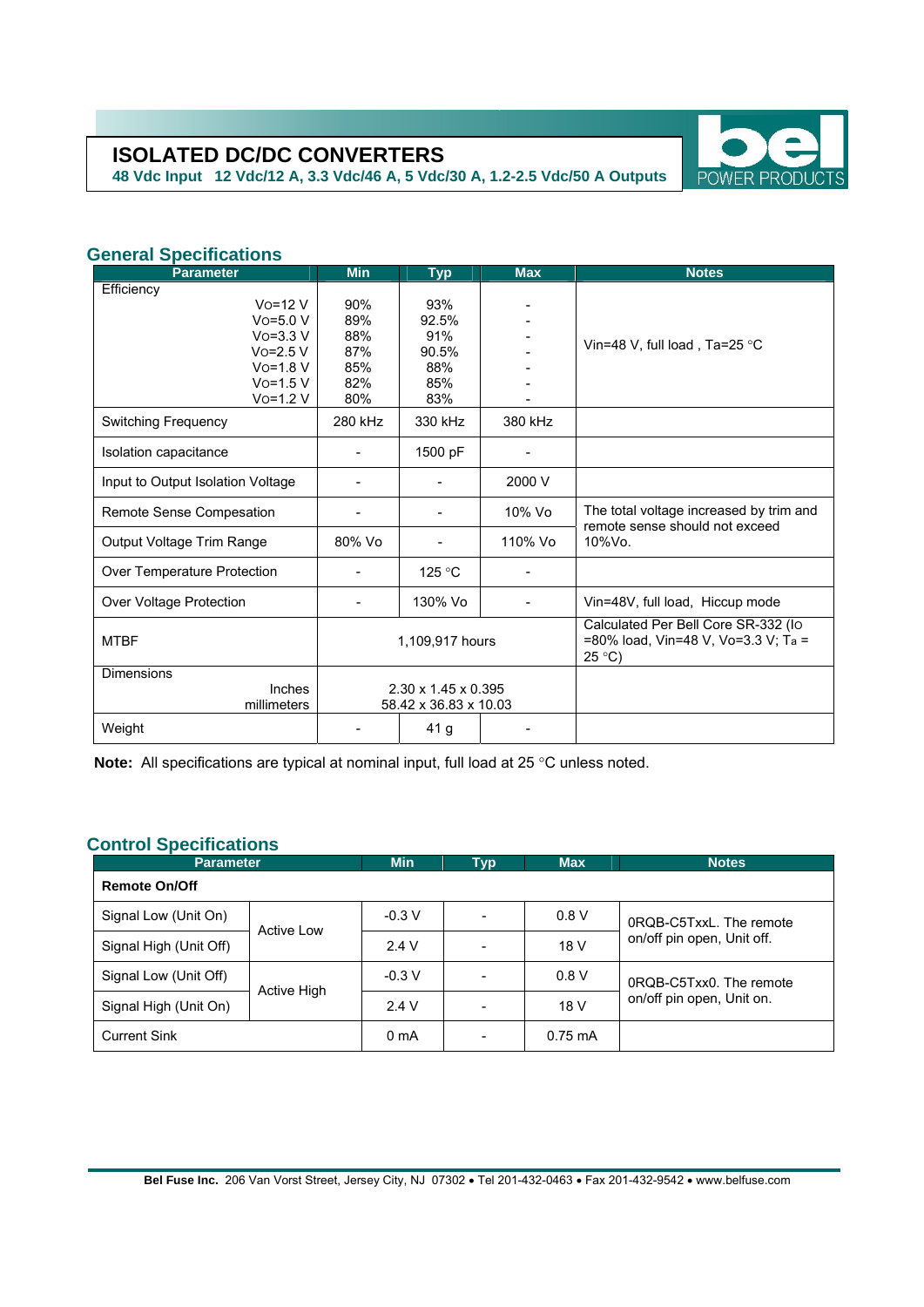# ISOLATED DC/DC CONVERTERS

**48 Vdc Input 12 Vdc/12 A, 3.3 Vdc/46 A, 5 Vdc/30 A, 1.2-2.5 Vdc/50 A Outputs**

## General Specifications

| Parameter | Min | Typ | Max | Notes |
|---|---|---|---|---|
| Efficiency | | | | |
| Vo=12 V | 90% | 93% | - | Vin=48 V, full load , Ta=25 °C |
| Vo=5.0 V | 89% | 92.5% | - | |
| Vo=3.3 V | 88% | 91% | - | |
| Vo=2.5 V | 87% | 90.5% | - | |
| Vo=1.8 V | 85% | 88% | - | |
| Vo=1.5 V | 82% | 85% | - | |
| Vo=1.2 V | 80% | 83% | - | |
| Switching Frequency | 280 kHz | 330 kHz | 380 kHz | |
| Isolation capacitance | - | 1500 pF | - | |
| Input to Output Isolation Voltage | - | - | 2000 V | |
| Remote Sense Compesation | - | - | 10% Vo | The total voltage increased by trim and remote sense should not exceed 10%Vo. |
| Output Voltage Trim Range | 80% Vo | - | 110% Vo | |
| Over Temperature Protection | - | 125 °C | - | |
| Over Voltage Protection | - | 130% Vo | - | Vin=48V, full load, Hiccup mode |
| MTBF | 1,109,917 hours | | | Calculated Per Bell Core SR-332 ($I_O$ =80% load, Vin=48 V, Vo=3.3 V; $T_a$ = 25 °C) |
| Dimensions | | | | |
| Inches | 2.30 x 1.45 x 0.395 | | | |
| millimeters | 58.42 x 36.83 x 10.03 | | | |
| Weight | - | 41 g | - | |

**Note:** All specifications are typical at nominal input, full load at 25 °C unless noted.

## Control Specifications

| Parameter | | Min | Typ | Max | Notes |
|---|---|---|---|---|---|
| **Remote On/Off** | | | | | |
| Signal Low (Unit On) | Active Low | -0.3 V | - | 0.8 V | 0RQB-C5TxxL. The remote on/off pin open, Unit off. |
| Signal High (Unit Off) | | 2.4 V | - | 18 V | |
| Signal Low (Unit Off) | Active High | -0.3 V | - | 0.8 V | 0RQB-C5Txx0. The remote on/off pin open, Unit on. |
| Signal High (Unit On) | | 2.4 V | - | 18 V | |
| Current Sink | | 0 mA | - | 0.75 mA | |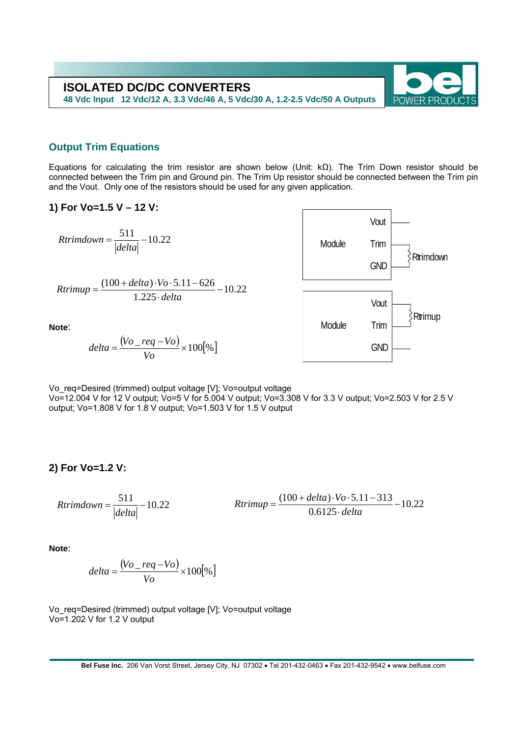## Output Trim Equations

Equations for calculating the trim resistor are shown below (Unit: kΩ). The Trim Down resistor should be connected between the Trim pin and Ground pin. The Trim Up resistor should be connected between the Trim pin and the Vout. Only one of the resistors should be used for any given application.

### 1) For Vo=1.5 V – 12 V:

$$Rtrimdown = \frac{511}{|delta|} - 10.22$$

$$Rtrimup = \frac{(100 + delta) \cdot Vo \cdot 5.11 - 626}{1.225 \cdot delta} - 10.22$$

Module: Vout, Trim, GND — Rtrimdown connected between Trim and GND

Module: Vout, Trim, GND — Rtrimup connected between Vout and Trim

**Note**:

$$delta = \frac{(Vo\_req - Vo)}{Vo} \times 100[\%]$$

Vo_req=Desired (trimmed) output voltage [V]; Vo=output voltage
Vo=12.004 V for 12 V output; Vo=5 V for 5.004 V output; Vo=3.308 V for 3.3 V output; Vo=2.503 V for 2.5 V output; Vo=1.808 V for 1.8 V output; Vo=1.503 V for 1.5 V output

### 2) For Vo=1.2 V:

$$Rtrimdown = \frac{511}{|delta|} - 10.22$$

$$Rtrimup = \frac{(100 + delta) \cdot Vo \cdot 5.11 - 313}{0.6125 \cdot delta} - 10.22$$

**Note**:

$$delta = \frac{(Vo\_req - Vo)}{Vo} \times 100[\%]$$

Vo_req=Desired (trimmed) output voltage [V]; Vo=output voltage
Vo=1.202 V for 1.2 V output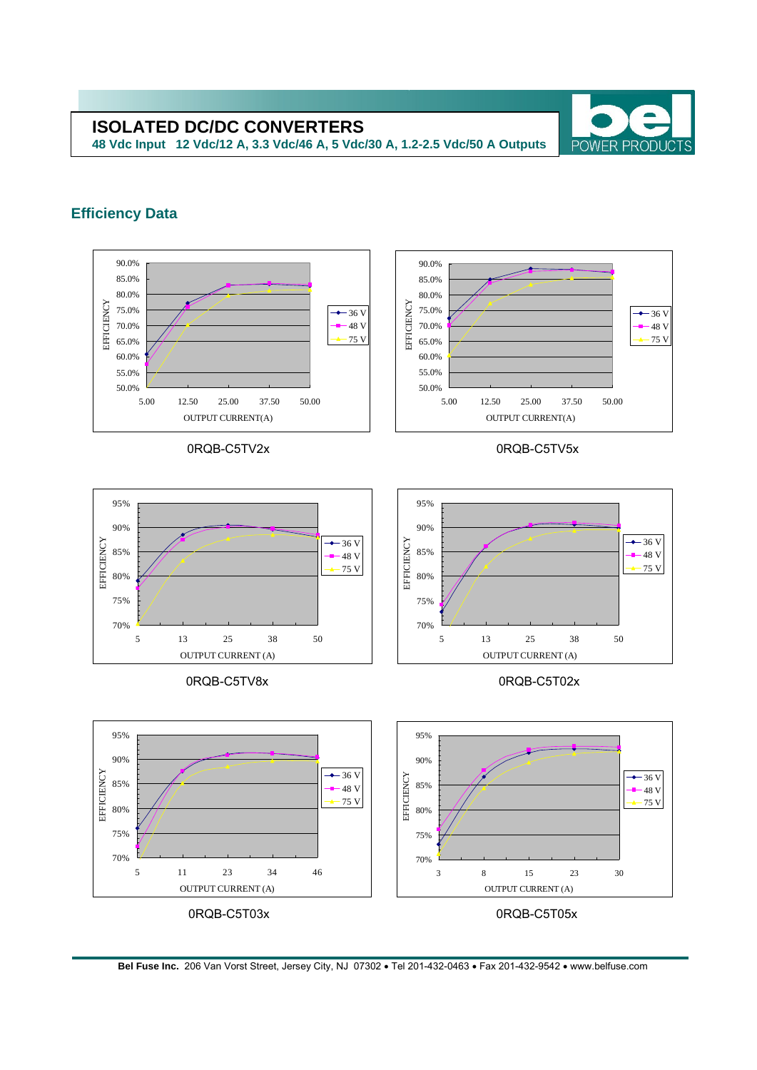# ISOLATED DC/DC CONVERTERS

**48 Vdc Input 12 Vdc/12 A, 3.3 Vdc/46 A, 5 Vdc/30 A, 1.2-2.5 Vdc/50 A Outputs**

## Efficiency Data

0RQB-C5TV2x

0RQB-C5TV5x

0RQB-C5TV8x

0RQB-C5T02x

0RQB-C5T03x

0RQB-C5T05x

**Bel Fuse Inc.** 206 Van Vorst Street, Jersey City, NJ 07302 • Tel 201-432-0463 • Fax 201-432-9542 • www.belfuse.com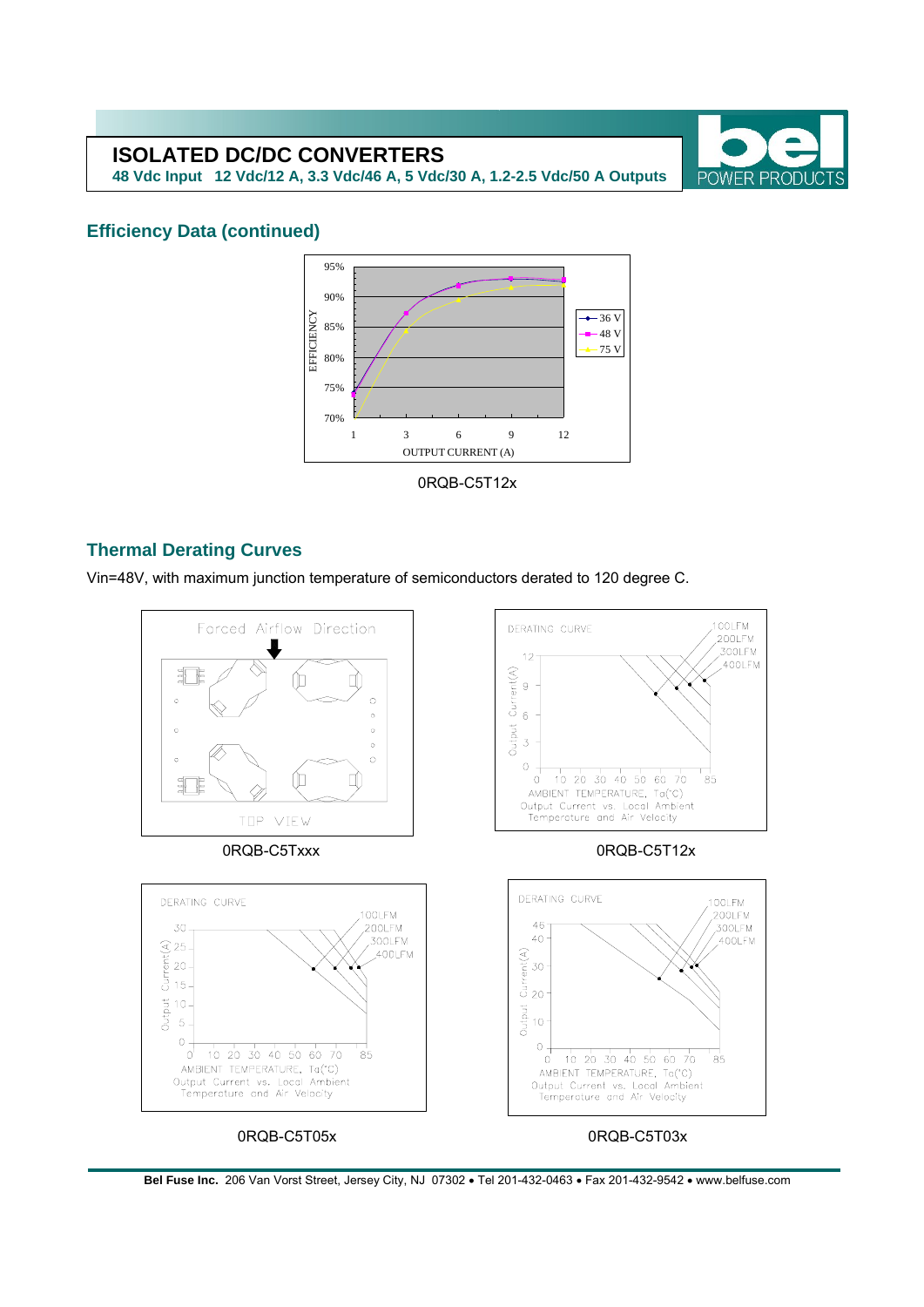## Efficiency Data (continued)

0RQB-C5T12x

## Thermal Derating Curves

Vin=48V, with maximum junction temperature of semiconductors derated to 120 degree C.

0RQB-C5Txxx

0RQB-C5T12x

0RQB-C5T05x

0RQB-C5T03x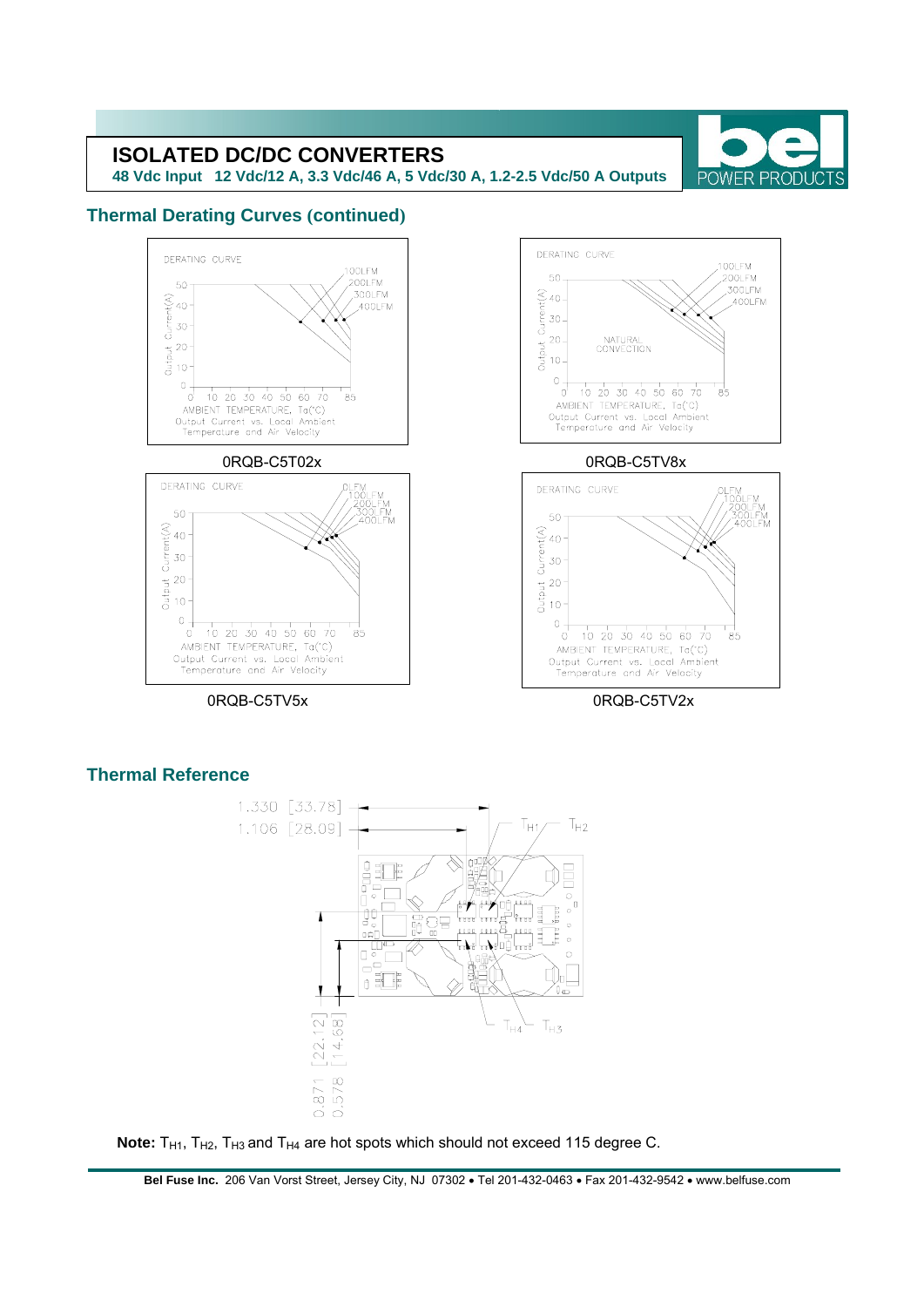## Thermal Derating Curves (continued)

0RQB-C5T02x

0RQB-C5TV8x

0RQB-C5TV5x

0RQB-C5TV2x

## Thermal Reference

**Note:** $T_{H1}$, $T_{H2}$, $T_{H3}$ and $T_{H4}$ are hot spots which should not exceed 115 degree C.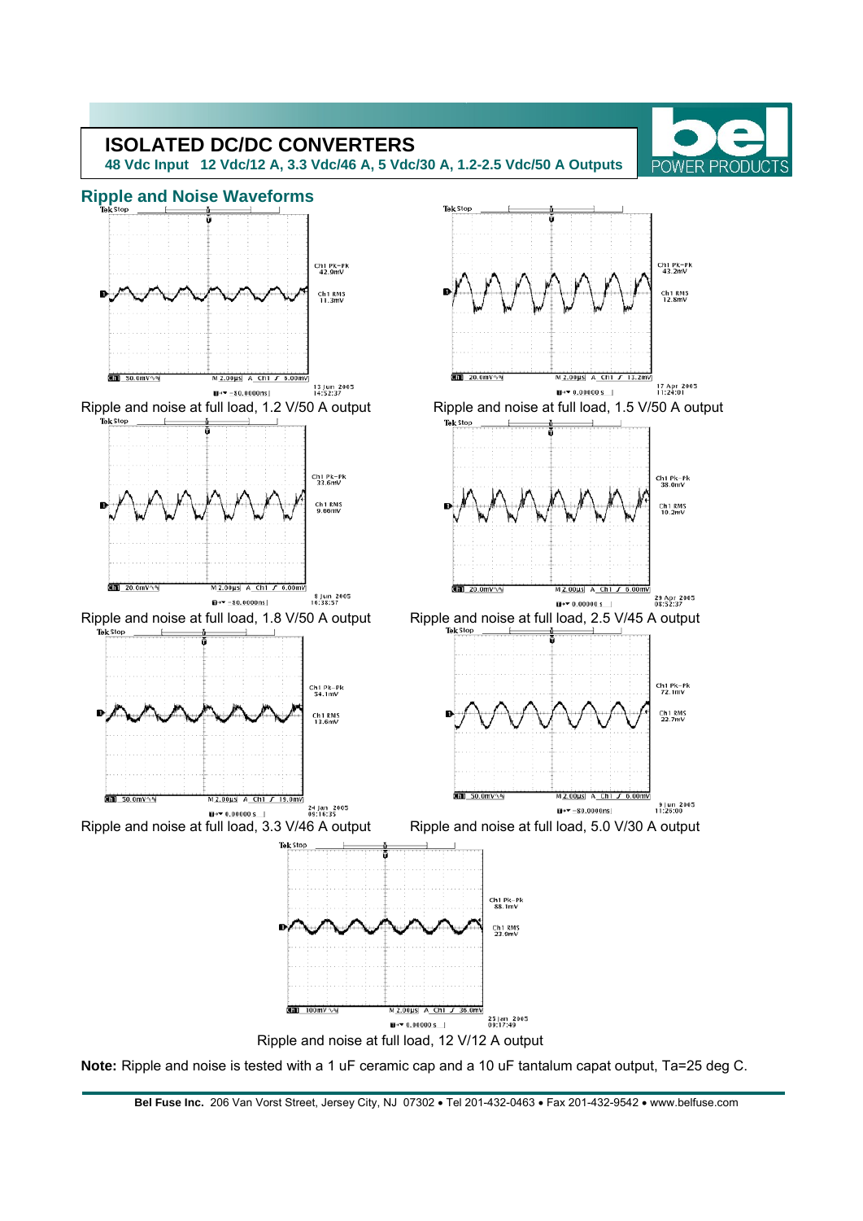# ISOLATED DC/DC CONVERTERS

**48 Vdc Input 12 Vdc/12 A, 3.3 Vdc/46 A, 5 Vdc/30 A, 1.2-2.5 Vdc/50 A Outputs**

## Ripple and Noise Waveforms

Ripple and noise at full load, 1.2 V/50 A output

Ripple and noise at full load, 1.5 V/50 A output

Ripple and noise at full load, 1.8 V/50 A output

Ripple and noise at full load, 2.5 V/45 A output

Ripple and noise at full load, 3.3 V/46 A output

Ripple and noise at full load, 5.0 V/30 A output

Ripple and noise at full load, 12 V/12 A output

**Note:** Ripple and noise is tested with a 1 uF ceramic cap and a 10 uF tantalum capat output, Ta=25 deg C.

**Bel Fuse Inc.** 206 Van Vorst Street, Jersey City, NJ 07302 • Tel 201-432-0463 • Fax 201-432-9542 • www.belfuse.com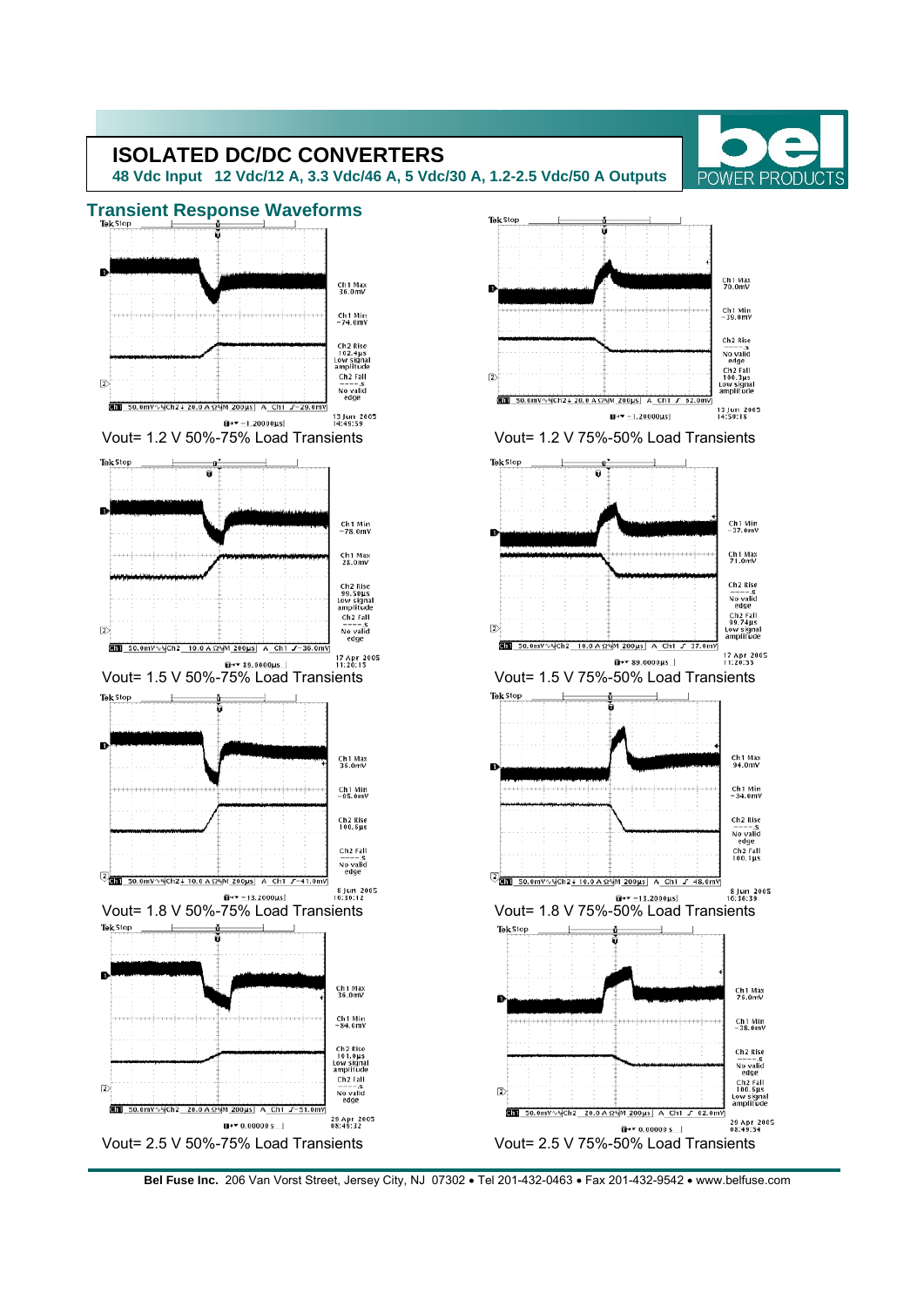# ISOLATED DC/DC CONVERTERS

**48 Vdc Input 12 Vdc/12 A, 3.3 Vdc/46 A, 5 Vdc/30 A, 1.2-2.5 Vdc/50 A Outputs**

## Transient Response Waveforms

Vout= 1.2 V 50%-75% Load Transients

Vout= 1.2 V 75%-50% Load Transients

Vout= 1.5 V 50%-75% Load Transients

Vout= 1.5 V 75%-50% Load Transients

Vout= 1.8 V 50%-75% Load Transients

Vout= 1.8 V 75%-50% Load Transients

Vout= 2.5 V 50%-75% Load Transients

Vout= 2.5 V 75%-50% Load Transients

**Bel Fuse Inc.** 206 Van Vorst Street, Jersey City, NJ 07302 • Tel 201-432-0463 • Fax 201-432-9542 • www.belfuse.com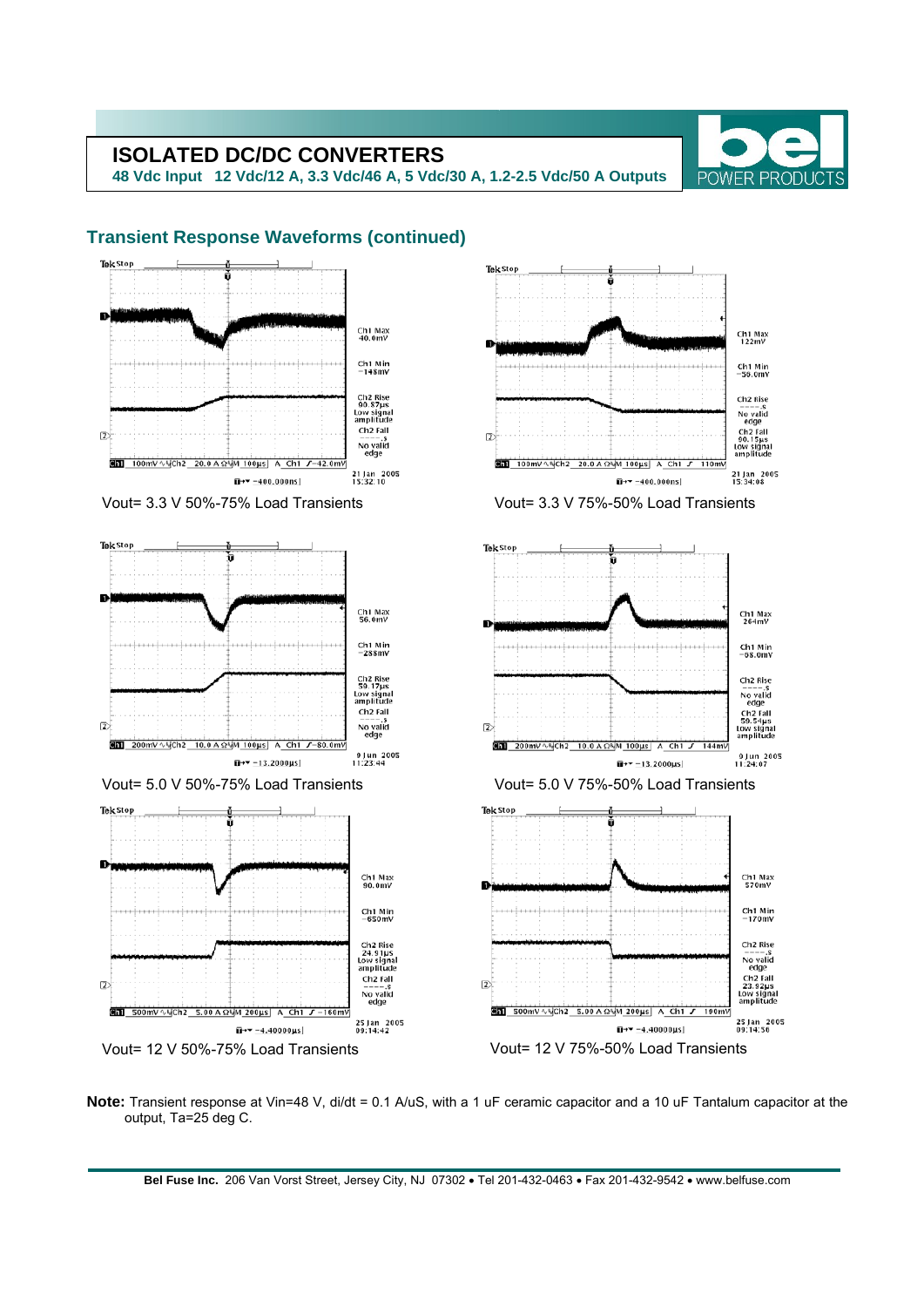## Transient Response Waveforms (continued)

Vout= 3.3 V 50%-75% Load Transients

Vout= 3.3 V 75%-50% Load Transients

Vout= 5.0 V 50%-75% Load Transients

Vout= 5.0 V 75%-50% Load Transients

Vout= 12 V 50%-75% Load Transients

Vout= 12 V 75%-50% Load Transients

**Note:** Transient response at Vin=48 V, di/dt = 0.1 A/uS, with a 1 uF ceramic capacitor and a 10 uF Tantalum capacitor at the output, Ta=25 deg C.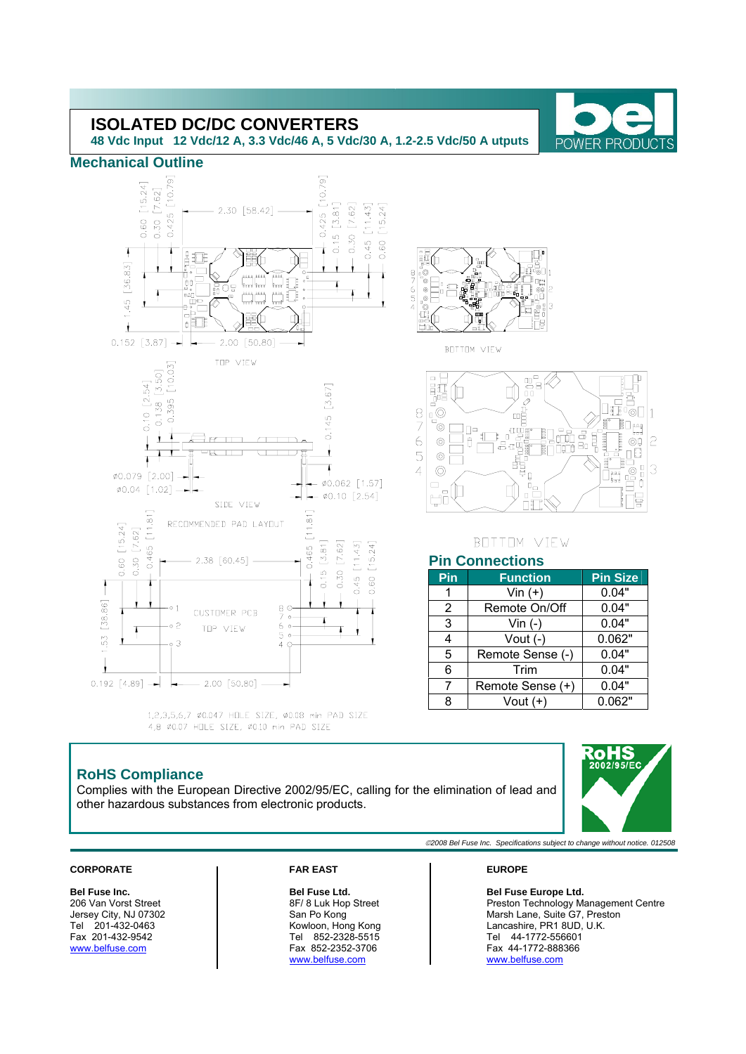# ISOLATED DC/DC CONVERTERS

**48 Vdc Input 12 Vdc/12 A, 3.3 Vdc/46 A, 5 Vdc/30 A, 1.2-2.5 Vdc/50 A utputs**

## Mechanical Outline

0.60 [15.24]
0.30 [7.62]
0.425 [10.79]
2.30 [58.42]
0.425 [10.79]
0.15 [3.81]
0.30 [7.62]
0.45 [11.43]
0.60 [15.24]
1.45 [36.83]
0.152 [3.87]
2.00 [50.80]

TOP VIEW

BOTTOM VIEW

0.10 [2.54]
0.138 [3.50]
0.395 [10.03]
0.145 [3.67]
ø0.079 [2.00]
ø0.04 [1.02]
ø0.062 [1.57]
ø0.10 [2.54]

SIDE VIEW

RECOMMENDED PAD LAYOUT

0.60 [15.24]
0.30 [7.62]
0.465 [11.81]
2.38 [60.45]
0.465 [11.81]
0.15 [3.81]
0.30 [7.62]
0.45 [11.43]
0.60 [15.24]
1.53 [38.86]
0.192 [4.89]
2.00 [50.80]

CUSTOMER PCB
TOP VIEW

1,2,3,5,6,7 ø0.047 HOLE SIZE, ø0.08 min PAD SIZE
4,8 ø0.07 HOLE SIZE, ø010 min PAD SIZE

BOTTOM VIEW

## Pin Connections

| Pin | Function | Pin Size |
|---|---|---|
| 1 | Vin (+) | 0.04" |
| 2 | Remote On/Off | 0.04" |
| 3 | Vin (-) | 0.04" |
| 4 | Vout (-) | 0.062" |
| 5 | Remote Sense (-) | 0.04" |
| 6 | Trim | 0.04" |
| 7 | Remote Sense (+) | 0.04" |
| 8 | Vout (+) | 0.062" |

## RoHS Compliance

Complies with the European Directive 2002/95/EC, calling for the elimination of lead and other hazardous substances from electronic products.

*©2008 Bel Fuse Inc. Specifications subject to change without notice. 012508*

**CORPORATE**

**Bel Fuse Inc.**
206 Van Vorst Street
Jersey City, NJ 07302
Tel 201-432-0463
Fax 201-432-9542
www.belfuse.com

**FAR EAST**

**Bel Fuse Ltd.**
8F/ 8 Luk Hop Street
San Po Kong
Kowloon, Hong Kong
Tel 852-2328-5515
Fax 852-2352-3706
www.belfuse.com

**EUROPE**

**Bel Fuse Europe Ltd.**
Preston Technology Management Centre
Marsh Lane, Suite G7, Preston
Lancashire, PR1 8UD, U.K.
Tel 44-1772-556601
Fax 44-1772-888366
www.belfuse.com